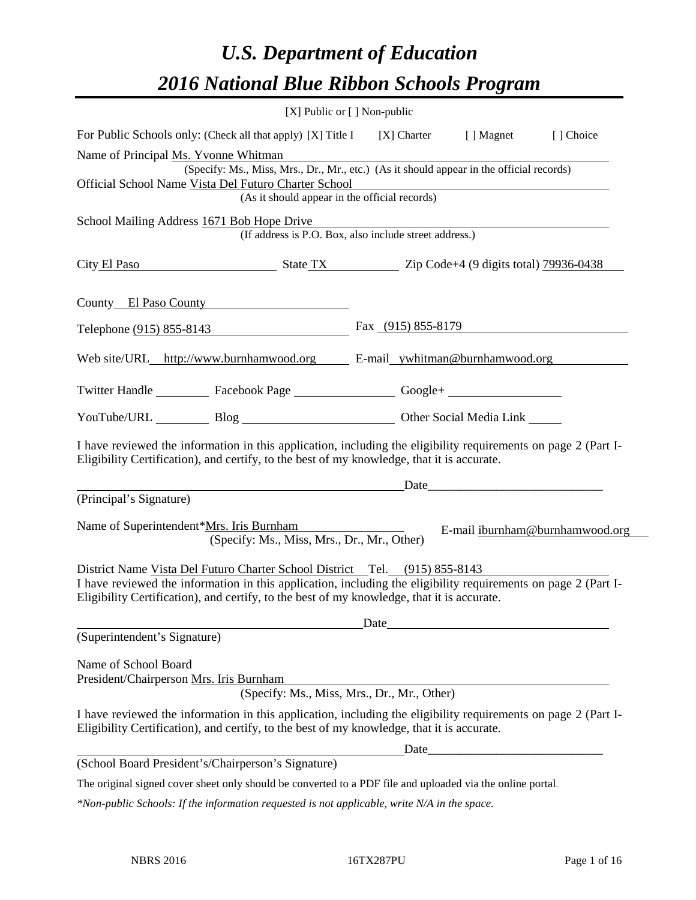# *U.S. Department of Education*

# *2016 National Blue Ribbon Schools Program*

[X] Public or [ ] Non-public

For Public Schools only: (Check all that apply) [X] Title I [X] Charter [ ] Magnet [ ] Choice

Name of Principal Ms. Yvonne Whitman
(Specify: Ms., Miss, Mrs., Dr., Mr., etc.) (As it should appear in the official records)

Official School Name Vista Del Futuro Charter School
(As it should appear in the official records)

School Mailing Address 1671 Bob Hope Drive
(If address is P.O. Box, also include street address.)

City El Paso State TX Zip Code+4 (9 digits total) 79936-0438

County El Paso County

Telephone (915) 855-8143 Fax (915) 855-8179

Web site/URL http://www.burnhamwood.org E-mail ywhitman@burnhamwood.org

Twitter Handle ________ Facebook Page ________ Google+ ________

YouTube/URL ________ Blog ________ Other Social Media Link ________

I have reviewed the information in this application, including the eligibility requirements on page 2 (Part I-Eligibility Certification), and certify, to the best of my knowledge, that it is accurate.

_________________________________ Date_____________________
(Principal's Signature)

Name of Superintendent*Mrs. Iris Burnham E-mail iburnham@burnhamwood.org
(Specify: Ms., Miss, Mrs., Dr., Mr., Other)

District Name Vista Del Futuro Charter School District Tel. (915) 855-8143

I have reviewed the information in this application, including the eligibility requirements on page 2 (Part I-Eligibility Certification), and certify, to the best of my knowledge, that it is accurate.

_________________________________ Date_____________________
(Superintendent's Signature)

Name of School Board
President/Chairperson Mrs. Iris Burnham
(Specify: Ms., Miss, Mrs., Dr., Mr., Other)

I have reviewed the information in this application, including the eligibility requirements on page 2 (Part I-Eligibility Certification), and certify, to the best of my knowledge, that it is accurate.

_________________________________ Date_____________________
(School Board President's/Chairperson's Signature)

The original signed cover sheet only should be converted to a PDF file and uploaded via the online portal.

*\*Non-public Schools: If the information requested is not applicable, write N/A in the space.*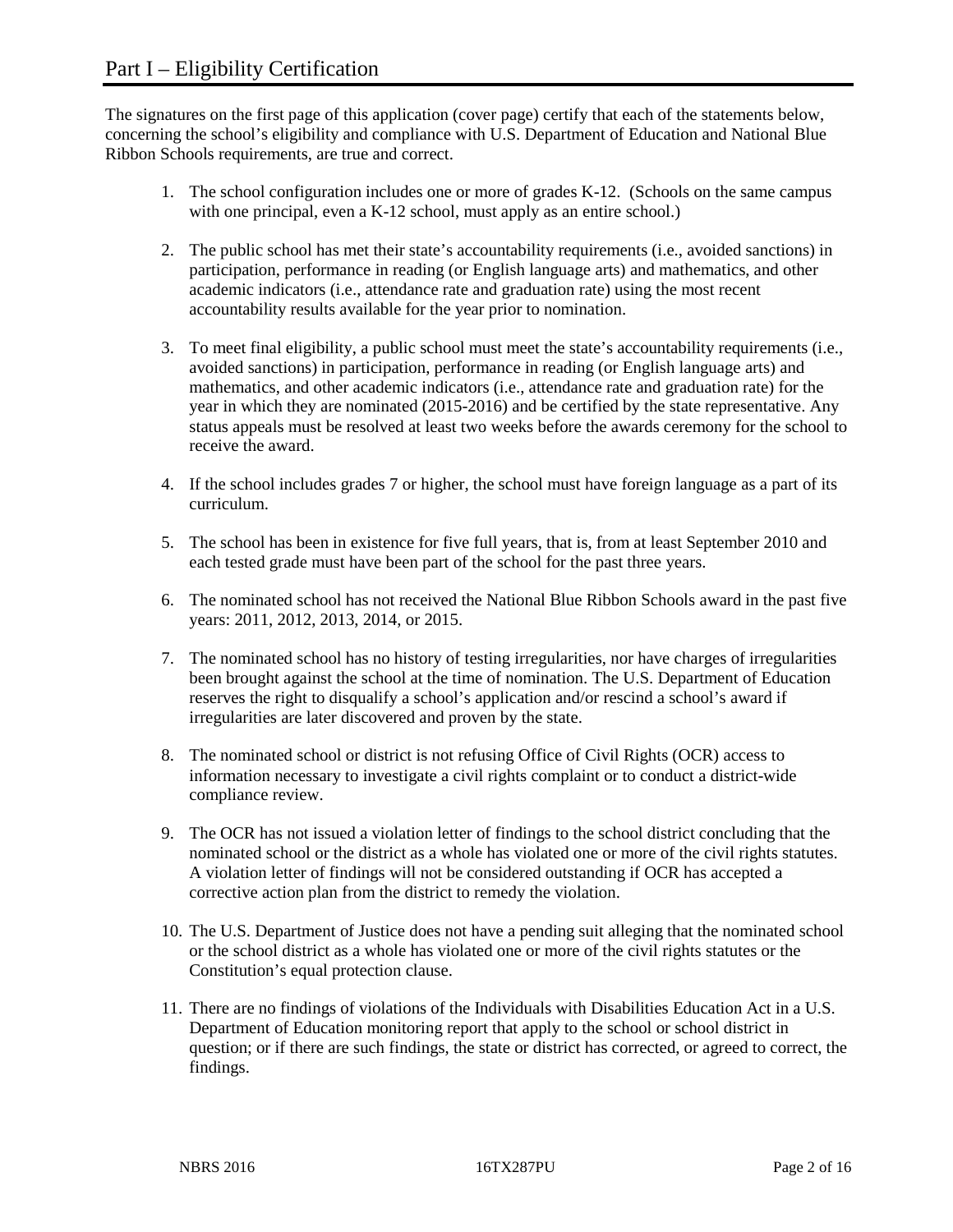# Part I – Eligibility Certification

The signatures on the first page of this application (cover page) certify that each of the statements below, concerning the school's eligibility and compliance with U.S. Department of Education and National Blue Ribbon Schools requirements, are true and correct.

1. The school configuration includes one or more of grades K-12. (Schools on the same campus with one principal, even a K-12 school, must apply as an entire school.)

2. The public school has met their state's accountability requirements (i.e., avoided sanctions) in participation, performance in reading (or English language arts) and mathematics, and other academic indicators (i.e., attendance rate and graduation rate) using the most recent accountability results available for the year prior to nomination.

3. To meet final eligibility, a public school must meet the state's accountability requirements (i.e., avoided sanctions) in participation, performance in reading (or English language arts) and mathematics, and other academic indicators (i.e., attendance rate and graduation rate) for the year in which they are nominated (2015-2016) and be certified by the state representative. Any status appeals must be resolved at least two weeks before the awards ceremony for the school to receive the award.

4. If the school includes grades 7 or higher, the school must have foreign language as a part of its curriculum.

5. The school has been in existence for five full years, that is, from at least September 2010 and each tested grade must have been part of the school for the past three years.

6. The nominated school has not received the National Blue Ribbon Schools award in the past five years: 2011, 2012, 2013, 2014, or 2015.

7. The nominated school has no history of testing irregularities, nor have charges of irregularities been brought against the school at the time of nomination. The U.S. Department of Education reserves the right to disqualify a school's application and/or rescind a school's award if irregularities are later discovered and proven by the state.

8. The nominated school or district is not refusing Office of Civil Rights (OCR) access to information necessary to investigate a civil rights complaint or to conduct a district-wide compliance review.

9. The OCR has not issued a violation letter of findings to the school district concluding that the nominated school or the district as a whole has violated one or more of the civil rights statutes. A violation letter of findings will not be considered outstanding if OCR has accepted a corrective action plan from the district to remedy the violation.

10. The U.S. Department of Justice does not have a pending suit alleging that the nominated school or the school district as a whole has violated one or more of the civil rights statutes or the Constitution's equal protection clause.

11. There are no findings of violations of the Individuals with Disabilities Education Act in a U.S. Department of Education monitoring report that apply to the school or school district in question; or if there are such findings, the state or district has corrected, or agreed to correct, the findings.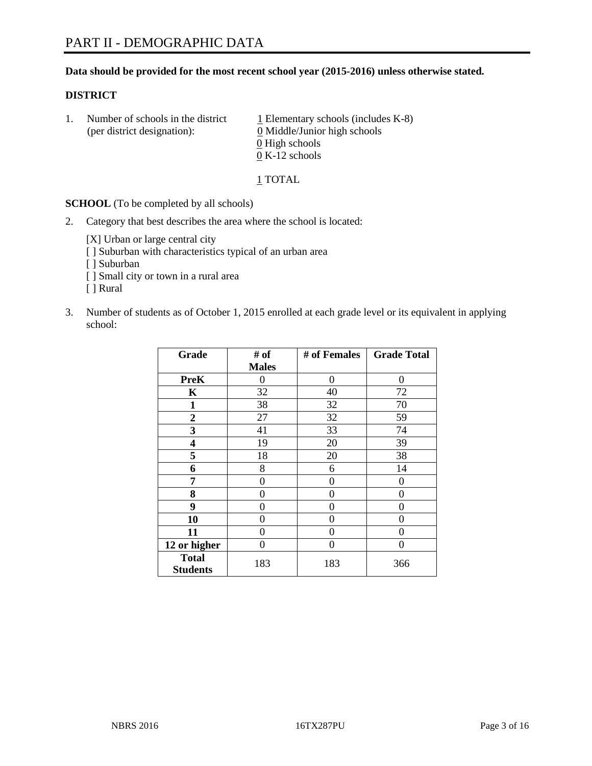# PART II - DEMOGRAPHIC DATA

**Data should be provided for the most recent school year (2015-2016) unless otherwise stated.**

## DISTRICT

1. Number of schools in the district (per district designation):
   1 Elementary schools (includes K-8)
   0 Middle/Junior high schools
   0 High schools
   0 K-12 schools

   1 TOTAL

**SCHOOL** (To be completed by all schools)

2. Category that best describes the area where the school is located:

   [X] Urban or large central city
   [ ] Suburban with characteristics typical of an urban area
   [ ] Suburban
   [ ] Small city or town in a rural area
   [ ] Rural

3. Number of students as of October 1, 2015 enrolled at each grade level or its equivalent in applying school:

| Grade | # of Males | # of Females | Grade Total |
|---|---|---|---|
| **PreK** | 0 | 0 | 0 |
| **K** | 32 | 40 | 72 |
| **1** | 38 | 32 | 70 |
| **2** | 27 | 32 | 59 |
| **3** | 41 | 33 | 74 |
| **4** | 19 | 20 | 39 |
| **5** | 18 | 20 | 38 |
| **6** | 8 | 6 | 14 |
| **7** | 0 | 0 | 0 |
| **8** | 0 | 0 | 0 |
| **9** | 0 | 0 | 0 |
| **10** | 0 | 0 | 0 |
| **11** | 0 | 0 | 0 |
| **12 or higher** | 0 | 0 | 0 |
| **Total Students** | 183 | 183 | 366 |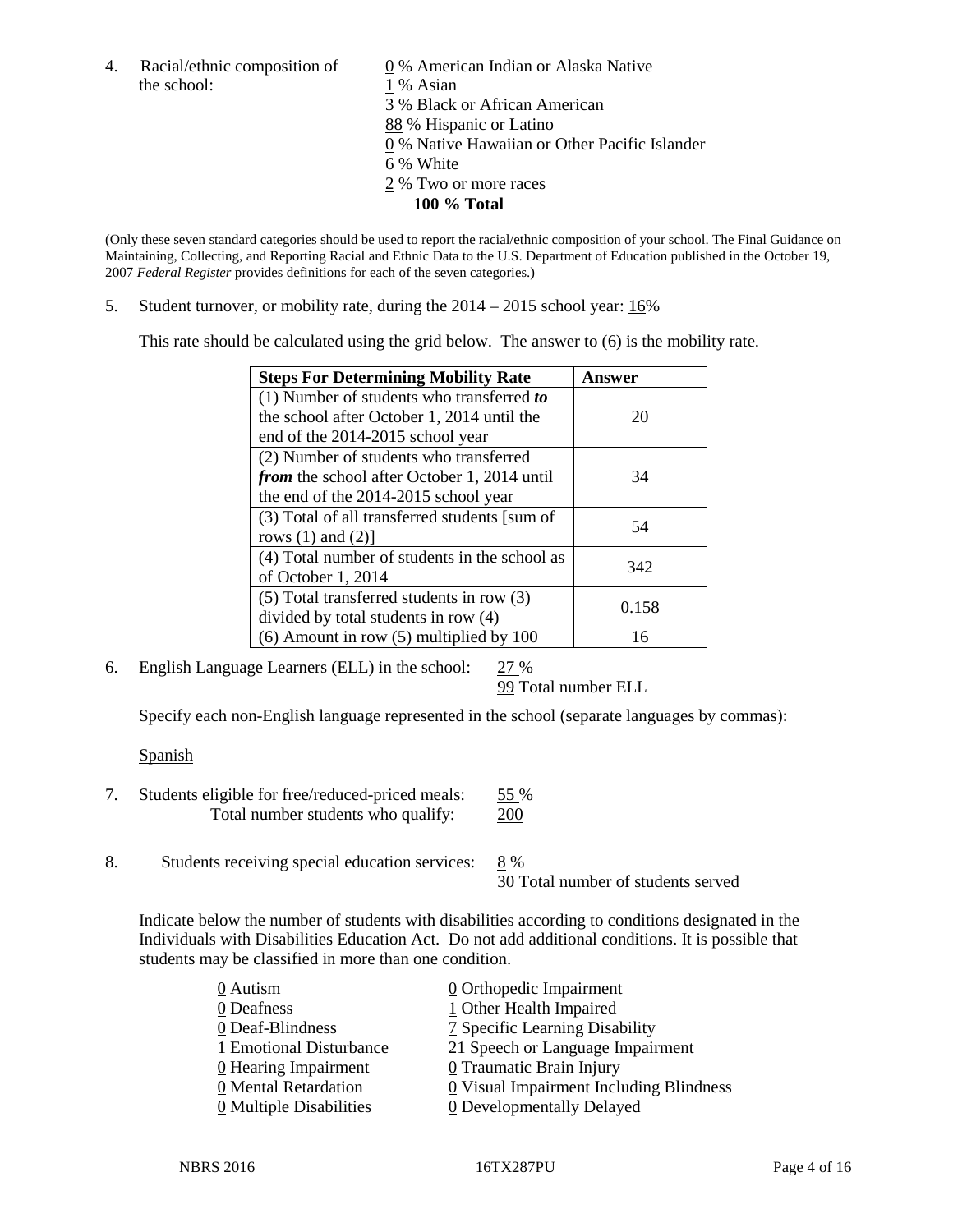4. Racial/ethnic composition of the school:

0 % American Indian or Alaska Native
1 % Asian
3 % Black or African American
88 % Hispanic or Latino
0 % Native Hawaiian or Other Pacific Islander
6 % White
2 % Two or more races
**100 % Total**

(Only these seven standard categories should be used to report the racial/ethnic composition of your school. The Final Guidance on Maintaining, Collecting, and Reporting Racial and Ethnic Data to the U.S. Department of Education published in the October 19, 2007 *Federal Register* provides definitions for each of the seven categories.)

5. Student turnover, or mobility rate, during the 2014 – 2015 school year: 16%

This rate should be calculated using the grid below. The answer to (6) is the mobility rate.

| **Steps For Determining Mobility Rate** | **Answer** |
|---|---|
| (1) Number of students who transferred ***to*** the school after October 1, 2014 until the end of the 2014-2015 school year | 20 |
| (2) Number of students who transferred ***from*** the school after October 1, 2014 until the end of the 2014-2015 school year | 34 |
| (3) Total of all transferred students [sum of rows (1) and (2)] | 54 |
| (4) Total number of students in the school as of October 1, 2014 | 342 |
| (5) Total transferred students in row (3) divided by total students in row (4) | 0.158 |
| (6) Amount in row (5) multiplied by 100 | 16 |

6. English Language Learners (ELL) in the school: 27 %
99 Total number ELL

Specify each non-English language represented in the school (separate languages by commas):

Spanish

7. Students eligible for free/reduced-priced meals: 55 %
Total number students who qualify: 200

8. Students receiving special education services: 8 %
30 Total number of students served

Indicate below the number of students with disabilities according to conditions designated in the Individuals with Disabilities Education Act. Do not add additional conditions. It is possible that students may be classified in more than one condition.

| | |
|---|---|
| 0 Autism | 0 Orthopedic Impairment |
| 0 Deafness | 1 Other Health Impaired |
| 0 Deaf-Blindness | 7 Specific Learning Disability |
| 1 Emotional Disturbance | 21 Speech or Language Impairment |
| 0 Hearing Impairment | 0 Traumatic Brain Injury |
| 0 Mental Retardation | 0 Visual Impairment Including Blindness |
| 0 Multiple Disabilities | 0 Developmentally Delayed |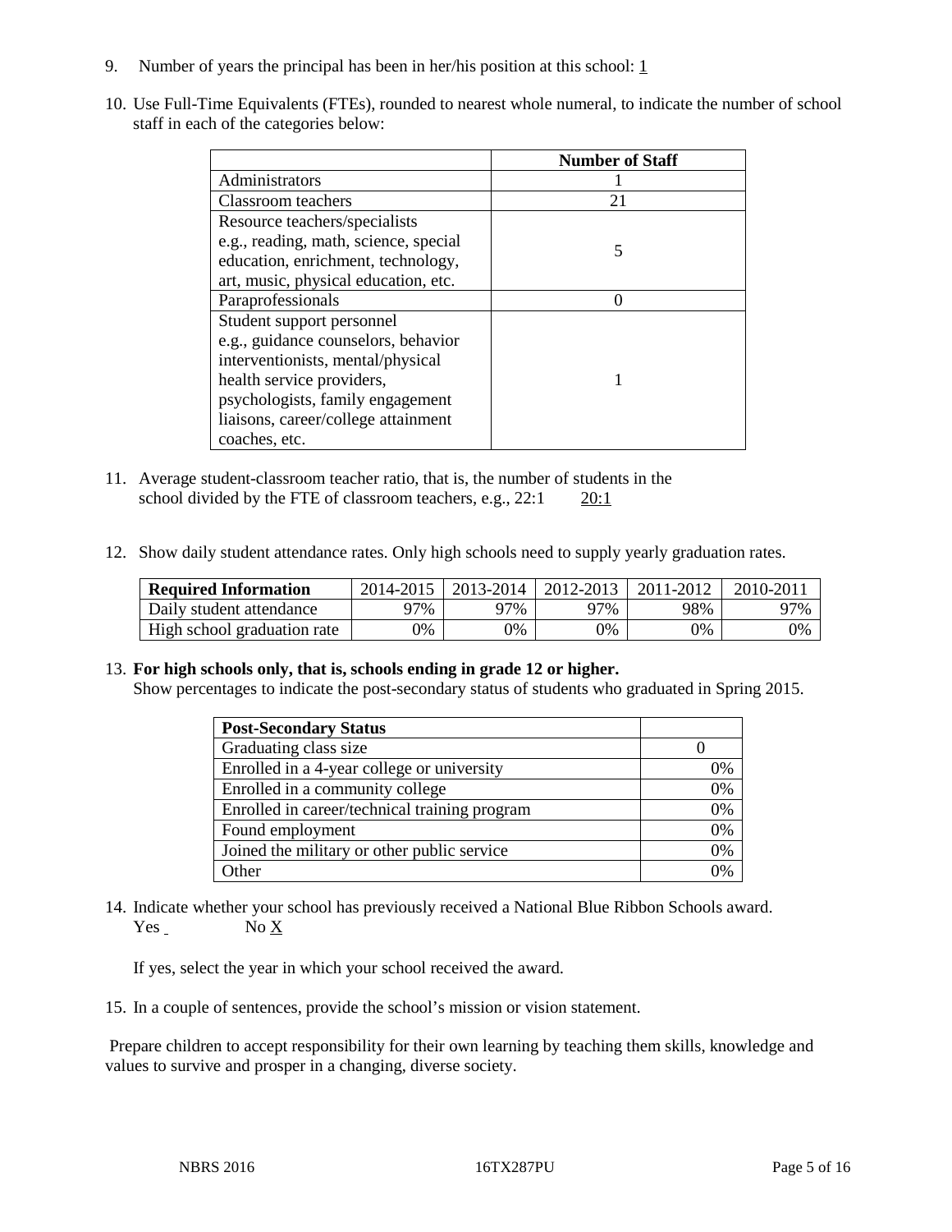9. Number of years the principal has been in her/his position at this school: 1

10. Use Full-Time Equivalents (FTEs), rounded to nearest whole numeral, to indicate the number of school staff in each of the categories below:

| | Number of Staff |
|---|---|
| Administrators | 1 |
| Classroom teachers | 21 |
| Resource teachers/specialists e.g., reading, math, science, special education, enrichment, technology, art, music, physical education, etc. | 5 |
| Paraprofessionals | 0 |
| Student support personnel e.g., guidance counselors, behavior interventionists, mental/physical health service providers, psychologists, family engagement liaisons, career/college attainment coaches, etc. | 1 |

11. Average student-classroom teacher ratio, that is, the number of students in the school divided by the FTE of classroom teachers, e.g., 22:1 20:1

12. Show daily student attendance rates. Only high schools need to supply yearly graduation rates.

| Required Information | 2014-2015 | 2013-2014 | 2012-2013 | 2011-2012 | 2010-2011 |
|---|---|---|---|---|---|
| Daily student attendance | 97% | 97% | 97% | 98% | 97% |
| High school graduation rate | 0% | 0% | 0% | 0% | 0% |

13. **For high schools only, that is, schools ending in grade 12 or higher.**
Show percentages to indicate the post-secondary status of students who graduated in Spring 2015.

| Post-Secondary Status | |
|---|---|
| Graduating class size | 0 |
| Enrolled in a 4-year college or university | 0% |
| Enrolled in a community college | 0% |
| Enrolled in career/technical training program | 0% |
| Found employment | 0% |
| Joined the military or other public service | 0% |
| Other | 0% |

14. Indicate whether your school has previously received a National Blue Ribbon Schools award.
Yes No X

If yes, select the year in which your school received the award.

15. In a couple of sentences, provide the school's mission or vision statement.

Prepare children to accept responsibility for their own learning by teaching them skills, knowledge and values to survive and prosper in a changing, diverse society.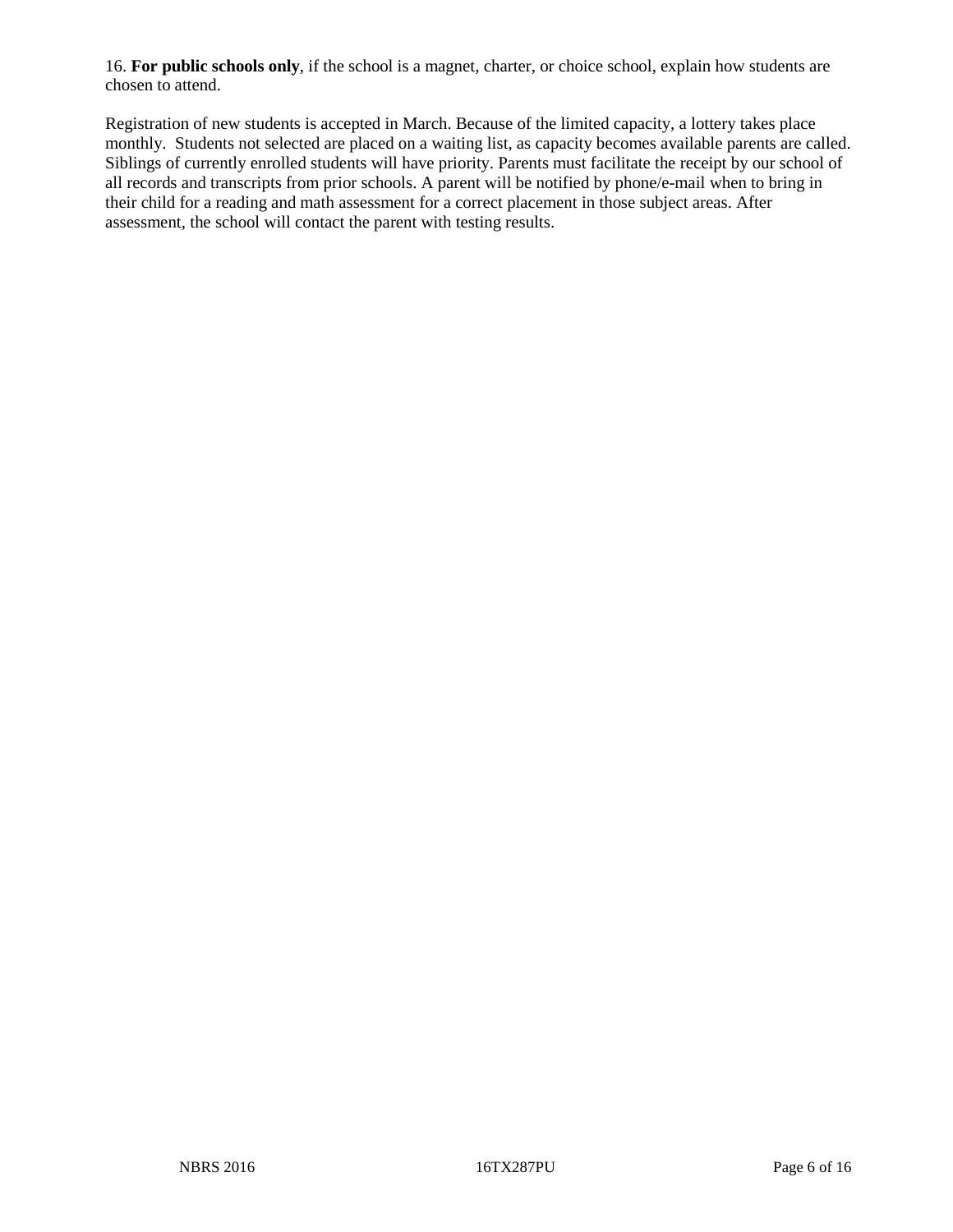16. **For public schools only**, if the school is a magnet, charter, or choice school, explain how students are chosen to attend.

Registration of new students is accepted in March. Because of the limited capacity, a lottery takes place monthly. Students not selected are placed on a waiting list, as capacity becomes available parents are called. Siblings of currently enrolled students will have priority. Parents must facilitate the receipt by our school of all records and transcripts from prior schools. A parent will be notified by phone/e-mail when to bring in their child for a reading and math assessment for a correct placement in those subject areas. After assessment, the school will contact the parent with testing results.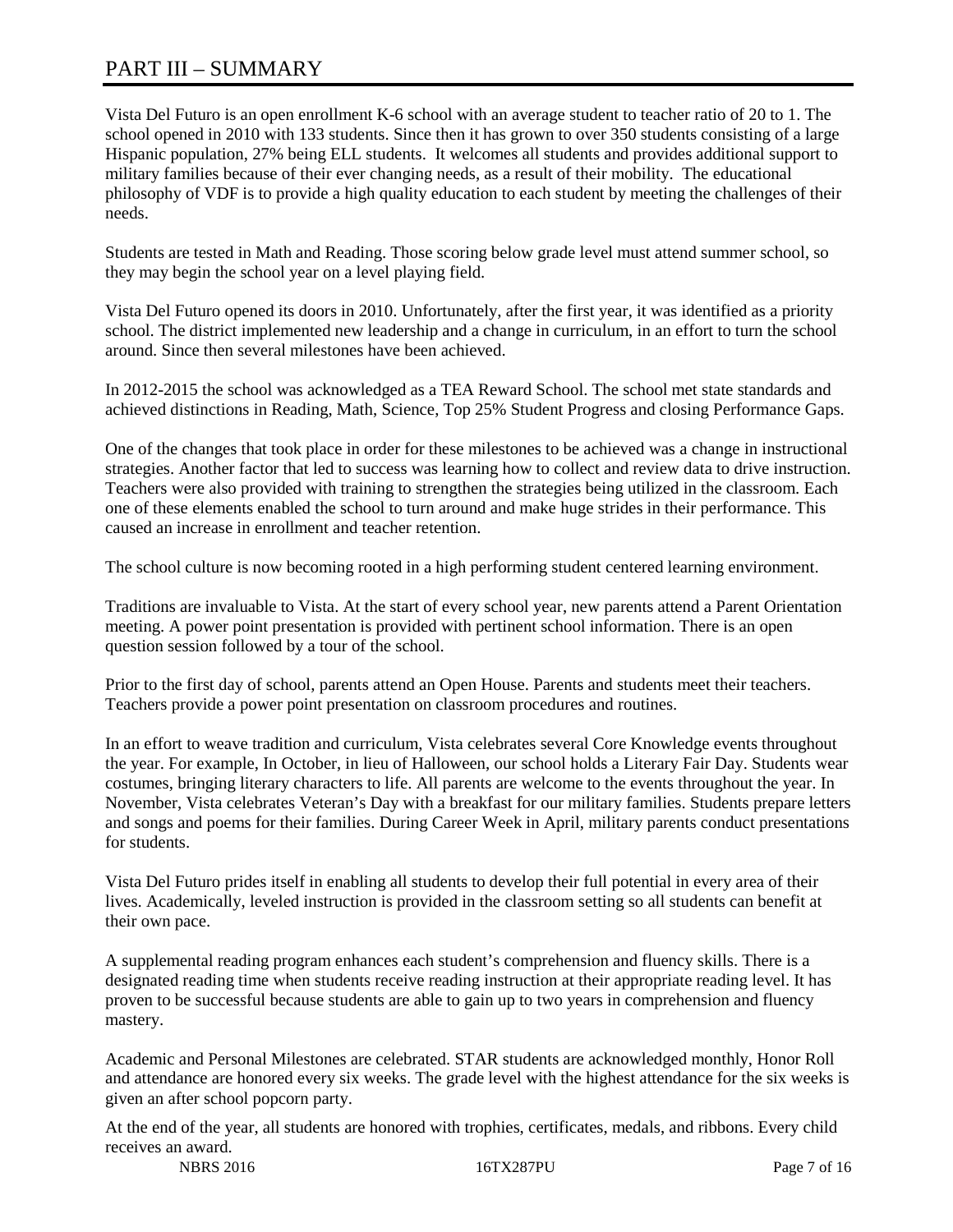# PART III – SUMMARY

Vista Del Futuro is an open enrollment K-6 school with an average student to teacher ratio of 20 to 1. The school opened in 2010 with 133 students. Since then it has grown to over 350 students consisting of a large Hispanic population, 27% being ELL students. It welcomes all students and provides additional support to military families because of their ever changing needs, as a result of their mobility. The educational philosophy of VDF is to provide a high quality education to each student by meeting the challenges of their needs.

Students are tested in Math and Reading. Those scoring below grade level must attend summer school, so they may begin the school year on a level playing field.

Vista Del Futuro opened its doors in 2010. Unfortunately, after the first year, it was identified as a priority school. The district implemented new leadership and a change in curriculum, in an effort to turn the school around. Since then several milestones have been achieved.

In 2012-2015 the school was acknowledged as a TEA Reward School. The school met state standards and achieved distinctions in Reading, Math, Science, Top 25% Student Progress and closing Performance Gaps.

One of the changes that took place in order for these milestones to be achieved was a change in instructional strategies. Another factor that led to success was learning how to collect and review data to drive instruction. Teachers were also provided with training to strengthen the strategies being utilized in the classroom. Each one of these elements enabled the school to turn around and make huge strides in their performance. This caused an increase in enrollment and teacher retention.

The school culture is now becoming rooted in a high performing student centered learning environment.

Traditions are invaluable to Vista. At the start of every school year, new parents attend a Parent Orientation meeting. A power point presentation is provided with pertinent school information. There is an open question session followed by a tour of the school.

Prior to the first day of school, parents attend an Open House. Parents and students meet their teachers. Teachers provide a power point presentation on classroom procedures and routines.

In an effort to weave tradition and curriculum, Vista celebrates several Core Knowledge events throughout the year. For example, In October, in lieu of Halloween, our school holds a Literary Fair Day. Students wear costumes, bringing literary characters to life. All parents are welcome to the events throughout the year. In November, Vista celebrates Veteran's Day with a breakfast for our military families. Students prepare letters and songs and poems for their families. During Career Week in April, military parents conduct presentations for students.

Vista Del Futuro prides itself in enabling all students to develop their full potential in every area of their lives. Academically, leveled instruction is provided in the classroom setting so all students can benefit at their own pace.

A supplemental reading program enhances each student's comprehension and fluency skills. There is a designated reading time when students receive reading instruction at their appropriate reading level. It has proven to be successful because students are able to gain up to two years in comprehension and fluency mastery.

Academic and Personal Milestones are celebrated. STAR students are acknowledged monthly, Honor Roll and attendance are honored every six weeks. The grade level with the highest attendance for the six weeks is given an after school popcorn party.

At the end of the year, all students are honored with trophies, certificates, medals, and ribbons. Every child receives an award.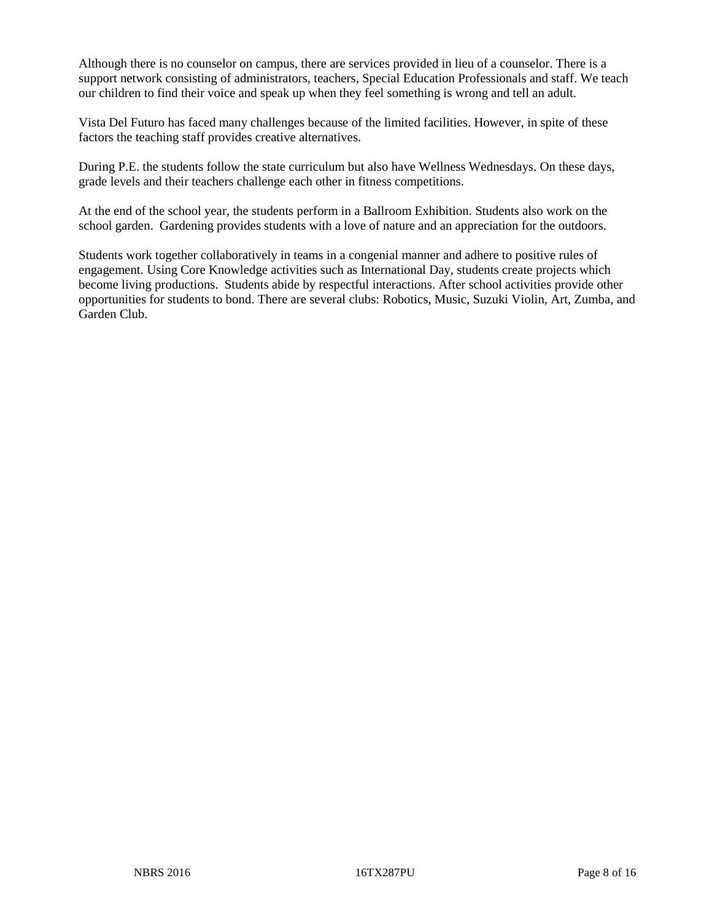Although there is no counselor on campus, there are services provided in lieu of a counselor. There is a support network consisting of administrators, teachers, Special Education Professionals and staff. We teach our children to find their voice and speak up when they feel something is wrong and tell an adult.

Vista Del Futuro has faced many challenges because of the limited facilities. However, in spite of these factors the teaching staff provides creative alternatives.

During P.E. the students follow the state curriculum but also have Wellness Wednesdays. On these days, grade levels and their teachers challenge each other in fitness competitions.

At the end of the school year, the students perform in a Ballroom Exhibition. Students also work on the school garden. Gardening provides students with a love of nature and an appreciation for the outdoors.

Students work together collaboratively in teams in a congenial manner and adhere to positive rules of engagement. Using Core Knowledge activities such as International Day, students create projects which become living productions. Students abide by respectful interactions. After school activities provide other opportunities for students to bond. There are several clubs: Robotics, Music, Suzuki Violin, Art, Zumba, and Garden Club.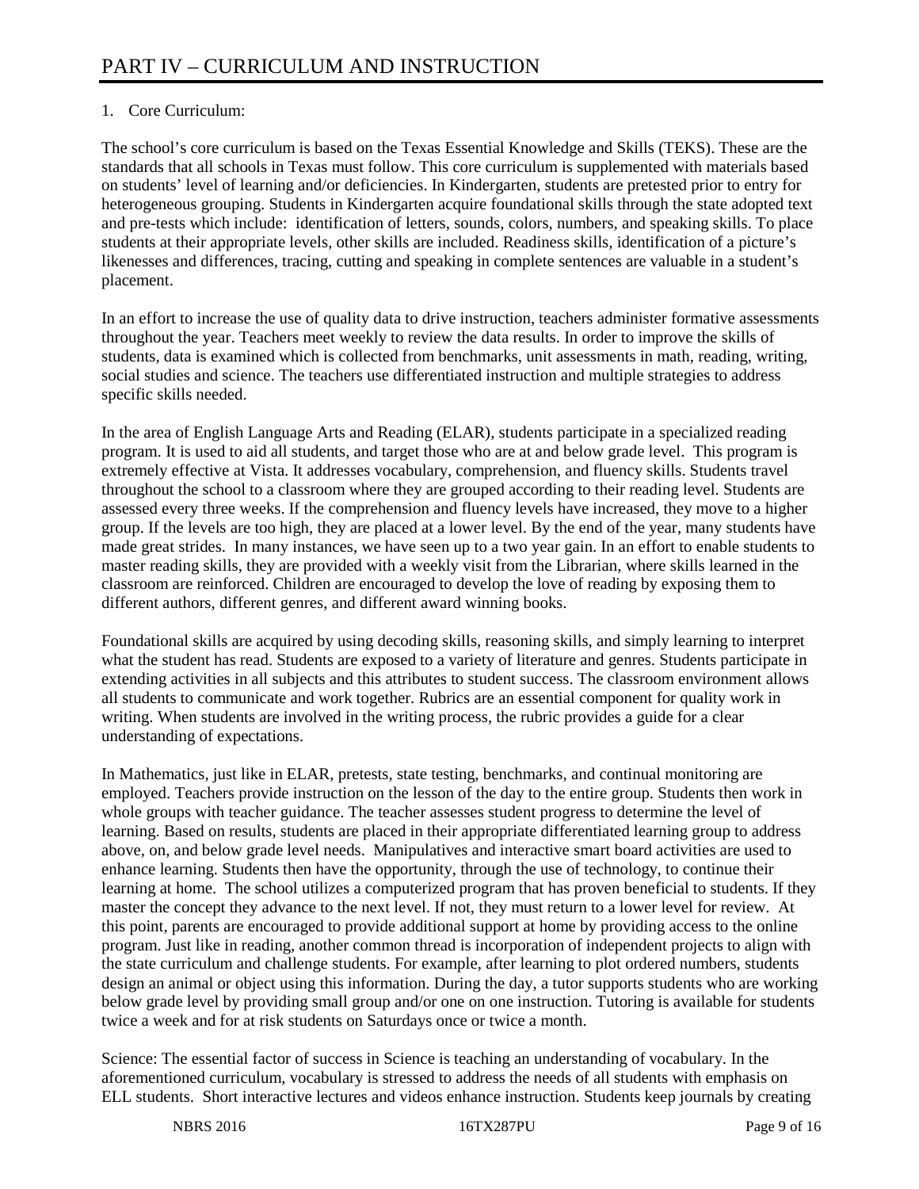# PART IV – CURRICULUM AND INSTRUCTION

1. Core Curriculum:

The school's core curriculum is based on the Texas Essential Knowledge and Skills (TEKS). These are the standards that all schools in Texas must follow. This core curriculum is supplemented with materials based on students' level of learning and/or deficiencies. In Kindergarten, students are pretested prior to entry for heterogeneous grouping. Students in Kindergarten acquire foundational skills through the state adopted text and pre-tests which include: identification of letters, sounds, colors, numbers, and speaking skills. To place students at their appropriate levels, other skills are included. Readiness skills, identification of a picture's likenesses and differences, tracing, cutting and speaking in complete sentences are valuable in a student's placement.

In an effort to increase the use of quality data to drive instruction, teachers administer formative assessments throughout the year. Teachers meet weekly to review the data results. In order to improve the skills of students, data is examined which is collected from benchmarks, unit assessments in math, reading, writing, social studies and science. The teachers use differentiated instruction and multiple strategies to address specific skills needed.

In the area of English Language Arts and Reading (ELAR), students participate in a specialized reading program. It is used to aid all students, and target those who are at and below grade level. This program is extremely effective at Vista. It addresses vocabulary, comprehension, and fluency skills. Students travel throughout the school to a classroom where they are grouped according to their reading level. Students are assessed every three weeks. If the comprehension and fluency levels have increased, they move to a higher group. If the levels are too high, they are placed at a lower level. By the end of the year, many students have made great strides. In many instances, we have seen up to a two year gain. In an effort to enable students to master reading skills, they are provided with a weekly visit from the Librarian, where skills learned in the classroom are reinforced. Children are encouraged to develop the love of reading by exposing them to different authors, different genres, and different award winning books.

Foundational skills are acquired by using decoding skills, reasoning skills, and simply learning to interpret what the student has read. Students are exposed to a variety of literature and genres. Students participate in extending activities in all subjects and this attributes to student success. The classroom environment allows all students to communicate and work together. Rubrics are an essential component for quality work in writing. When students are involved in the writing process, the rubric provides a guide for a clear understanding of expectations.

In Mathematics, just like in ELAR, pretests, state testing, benchmarks, and continual monitoring are employed. Teachers provide instruction on the lesson of the day to the entire group. Students then work in whole groups with teacher guidance. The teacher assesses student progress to determine the level of learning. Based on results, students are placed in their appropriate differentiated learning group to address above, on, and below grade level needs. Manipulatives and interactive smart board activities are used to enhance learning. Students then have the opportunity, through the use of technology, to continue their learning at home. The school utilizes a computerized program that has proven beneficial to students. If they master the concept they advance to the next level. If not, they must return to a lower level for review. At this point, parents are encouraged to provide additional support at home by providing access to the online program. Just like in reading, another common thread is incorporation of independent projects to align with the state curriculum and challenge students. For example, after learning to plot ordered numbers, students design an animal or object using this information. During the day, a tutor supports students who are working below grade level by providing small group and/or one on one instruction. Tutoring is available for students twice a week and for at risk students on Saturdays once or twice a month.

Science: The essential factor of success in Science is teaching an understanding of vocabulary. In the aforementioned curriculum, vocabulary is stressed to address the needs of all students with emphasis on ELL students. Short interactive lectures and videos enhance instruction. Students keep journals by creating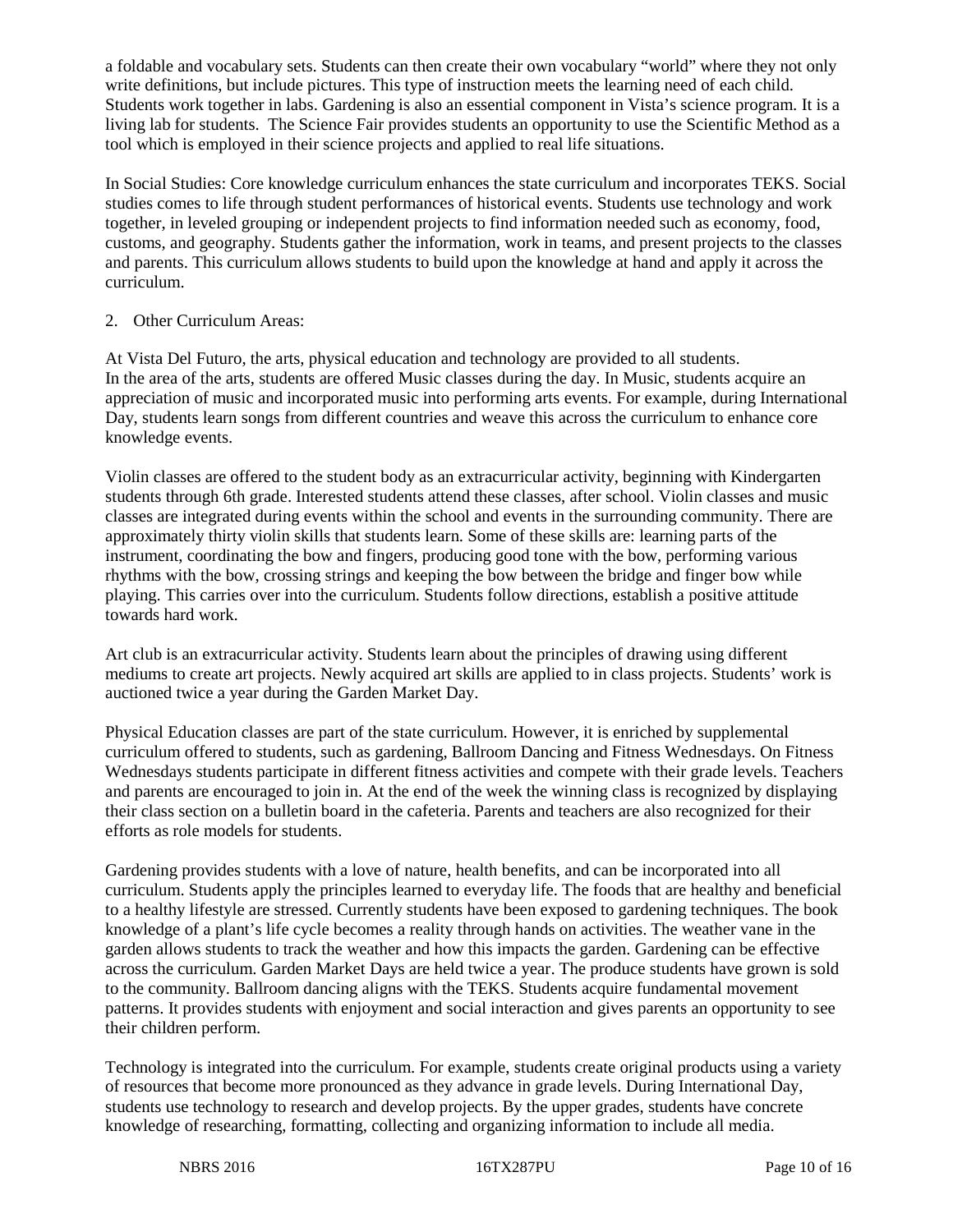a foldable and vocabulary sets. Students can then create their own vocabulary "world" where they not only write definitions, but include pictures. This type of instruction meets the learning need of each child. Students work together in labs. Gardening is also an essential component in Vista's science program. It is a living lab for students. The Science Fair provides students an opportunity to use the Scientific Method as a tool which is employed in their science projects and applied to real life situations.

In Social Studies: Core knowledge curriculum enhances the state curriculum and incorporates TEKS. Social studies comes to life through student performances of historical events. Students use technology and work together, in leveled grouping or independent projects to find information needed such as economy, food, customs, and geography. Students gather the information, work in teams, and present projects to the classes and parents. This curriculum allows students to build upon the knowledge at hand and apply it across the curriculum.

2. Other Curriculum Areas:

At Vista Del Futuro, the arts, physical education and technology are provided to all students.
In the area of the arts, students are offered Music classes during the day. In Music, students acquire an appreciation of music and incorporated music into performing arts events. For example, during International Day, students learn songs from different countries and weave this across the curriculum to enhance core knowledge events.

Violin classes are offered to the student body as an extracurricular activity, beginning with Kindergarten students through 6th grade. Interested students attend these classes, after school. Violin classes and music classes are integrated during events within the school and events in the surrounding community. There are approximately thirty violin skills that students learn. Some of these skills are: learning parts of the instrument, coordinating the bow and fingers, producing good tone with the bow, performing various rhythms with the bow, crossing strings and keeping the bow between the bridge and finger bow while playing. This carries over into the curriculum. Students follow directions, establish a positive attitude towards hard work.

Art club is an extracurricular activity. Students learn about the principles of drawing using different mediums to create art projects. Newly acquired art skills are applied to in class projects. Students' work is auctioned twice a year during the Garden Market Day.

Physical Education classes are part of the state curriculum. However, it is enriched by supplemental curriculum offered to students, such as gardening, Ballroom Dancing and Fitness Wednesdays. On Fitness Wednesdays students participate in different fitness activities and compete with their grade levels. Teachers and parents are encouraged to join in. At the end of the week the winning class is recognized by displaying their class section on a bulletin board in the cafeteria. Parents and teachers are also recognized for their efforts as role models for students.

Gardening provides students with a love of nature, health benefits, and can be incorporated into all curriculum. Students apply the principles learned to everyday life. The foods that are healthy and beneficial to a healthy lifestyle are stressed. Currently students have been exposed to gardening techniques. The book knowledge of a plant's life cycle becomes a reality through hands on activities. The weather vane in the garden allows students to track the weather and how this impacts the garden. Gardening can be effective across the curriculum. Garden Market Days are held twice a year. The produce students have grown is sold to the community. Ballroom dancing aligns with the TEKS. Students acquire fundamental movement patterns. It provides students with enjoyment and social interaction and gives parents an opportunity to see their children perform.

Technology is integrated into the curriculum. For example, students create original products using a variety of resources that become more pronounced as they advance in grade levels. During International Day, students use technology to research and develop projects. By the upper grades, students have concrete knowledge of researching, formatting, collecting and organizing information to include all media.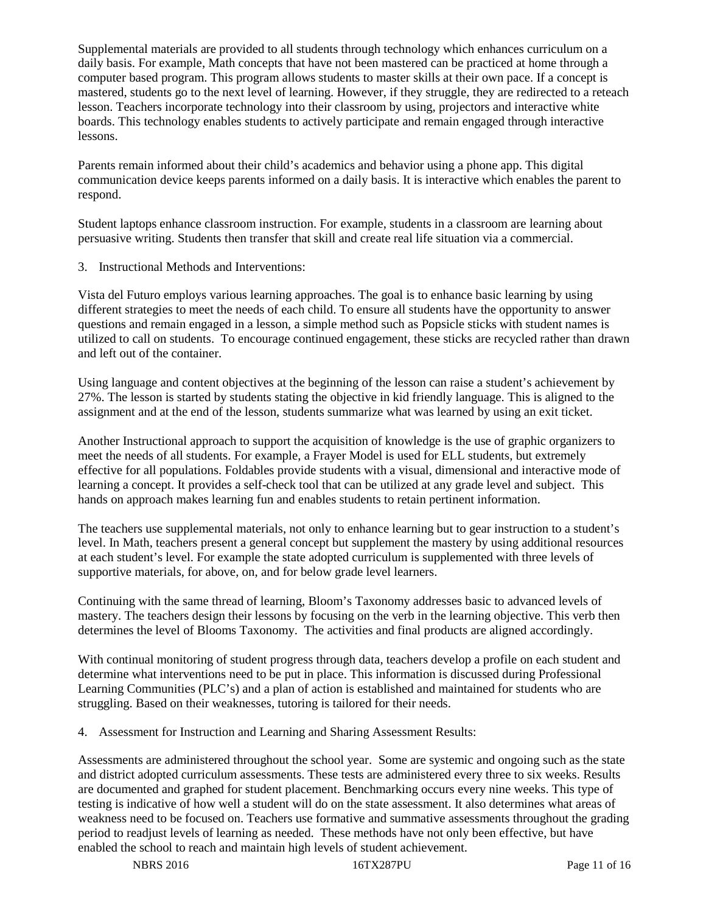Supplemental materials are provided to all students through technology which enhances curriculum on a daily basis. For example, Math concepts that have not been mastered can be practiced at home through a computer based program. This program allows students to master skills at their own pace. If a concept is mastered, students go to the next level of learning. However, if they struggle, they are redirected to a reteach lesson. Teachers incorporate technology into their classroom by using, projectors and interactive white boards. This technology enables students to actively participate and remain engaged through interactive lessons.

Parents remain informed about their child's academics and behavior using a phone app. This digital communication device keeps parents informed on a daily basis. It is interactive which enables the parent to respond.

Student laptops enhance classroom instruction. For example, students in a classroom are learning about persuasive writing. Students then transfer that skill and create real life situation via a commercial.

3. Instructional Methods and Interventions:

Vista del Futuro employs various learning approaches. The goal is to enhance basic learning by using different strategies to meet the needs of each child. To ensure all students have the opportunity to answer questions and remain engaged in a lesson, a simple method such as Popsicle sticks with student names is utilized to call on students. To encourage continued engagement, these sticks are recycled rather than drawn and left out of the container.

Using language and content objectives at the beginning of the lesson can raise a student's achievement by 27%. The lesson is started by students stating the objective in kid friendly language. This is aligned to the assignment and at the end of the lesson, students summarize what was learned by using an exit ticket.

Another Instructional approach to support the acquisition of knowledge is the use of graphic organizers to meet the needs of all students. For example, a Frayer Model is used for ELL students, but extremely effective for all populations. Foldables provide students with a visual, dimensional and interactive mode of learning a concept. It provides a self-check tool that can be utilized at any grade level and subject. This hands on approach makes learning fun and enables students to retain pertinent information.

The teachers use supplemental materials, not only to enhance learning but to gear instruction to a student's level. In Math, teachers present a general concept but supplement the mastery by using additional resources at each student's level. For example the state adopted curriculum is supplemented with three levels of supportive materials, for above, on, and for below grade level learners.

Continuing with the same thread of learning, Bloom's Taxonomy addresses basic to advanced levels of mastery. The teachers design their lessons by focusing on the verb in the learning objective. This verb then determines the level of Blooms Taxonomy. The activities and final products are aligned accordingly.

With continual monitoring of student progress through data, teachers develop a profile on each student and determine what interventions need to be put in place. This information is discussed during Professional Learning Communities (PLC's) and a plan of action is established and maintained for students who are struggling. Based on their weaknesses, tutoring is tailored for their needs.

4. Assessment for Instruction and Learning and Sharing Assessment Results:

Assessments are administered throughout the school year. Some are systemic and ongoing such as the state and district adopted curriculum assessments. These tests are administered every three to six weeks. Results are documented and graphed for student placement. Benchmarking occurs every nine weeks. This type of testing is indicative of how well a student will do on the state assessment. It also determines what areas of weakness need to be focused on. Teachers use formative and summative assessments throughout the grading period to readjust levels of learning as needed. These methods have not only been effective, but have enabled the school to reach and maintain high levels of student achievement.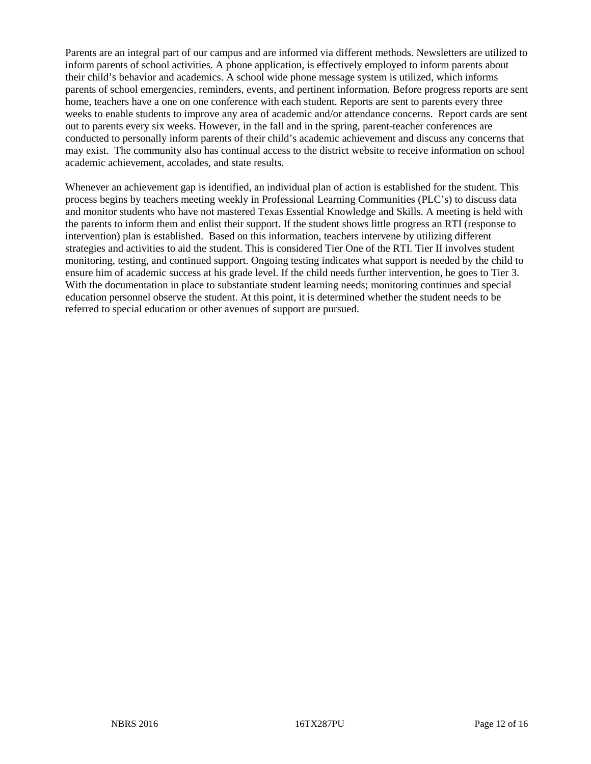Parents are an integral part of our campus and are informed via different methods. Newsletters are utilized to inform parents of school activities. A phone application, is effectively employed to inform parents about their child's behavior and academics. A school wide phone message system is utilized, which informs parents of school emergencies, reminders, events, and pertinent information. Before progress reports are sent home, teachers have a one on one conference with each student. Reports are sent to parents every three weeks to enable students to improve any area of academic and/or attendance concerns. Report cards are sent out to parents every six weeks. However, in the fall and in the spring, parent-teacher conferences are conducted to personally inform parents of their child's academic achievement and discuss any concerns that may exist. The community also has continual access to the district website to receive information on school academic achievement, accolades, and state results.

Whenever an achievement gap is identified, an individual plan of action is established for the student. This process begins by teachers meeting weekly in Professional Learning Communities (PLC's) to discuss data and monitor students who have not mastered Texas Essential Knowledge and Skills. A meeting is held with the parents to inform them and enlist their support. If the student shows little progress an RTI (response to intervention) plan is established. Based on this information, teachers intervene by utilizing different strategies and activities to aid the student. This is considered Tier One of the RTI. Tier II involves student monitoring, testing, and continued support. Ongoing testing indicates what support is needed by the child to ensure him of academic success at his grade level. If the child needs further intervention, he goes to Tier 3. With the documentation in place to substantiate student learning needs; monitoring continues and special education personnel observe the student. At this point, it is determined whether the student needs to be referred to special education or other avenues of support are pursued.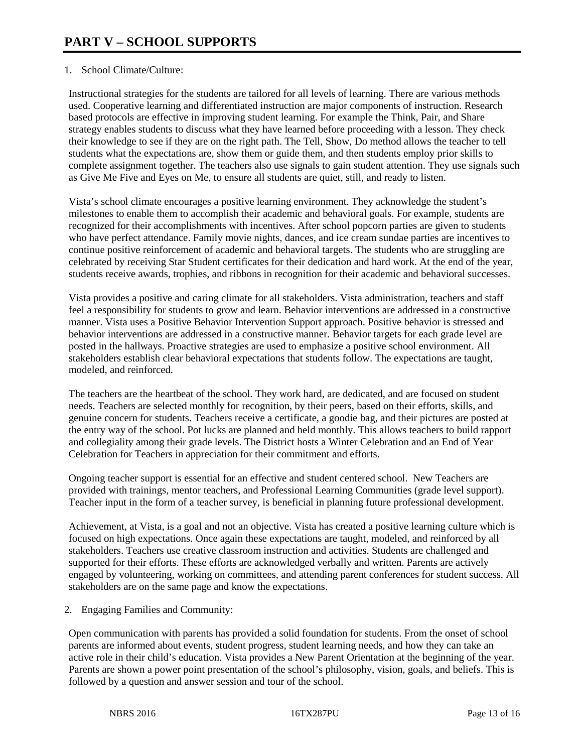# PART V – SCHOOL SUPPORTS

1. School Climate/Culture:

Instructional strategies for the students are tailored for all levels of learning. There are various methods used. Cooperative learning and differentiated instruction are major components of instruction. Research based protocols are effective in improving student learning. For example the Think, Pair, and Share strategy enables students to discuss what they have learned before proceeding with a lesson. They check their knowledge to see if they are on the right path. The Tell, Show, Do method allows the teacher to tell students what the expectations are, show them or guide them, and then students employ prior skills to complete assignment together. The teachers also use signals to gain student attention. They use signals such as Give Me Five and Eyes on Me, to ensure all students are quiet, still, and ready to listen.

Vista's school climate encourages a positive learning environment. They acknowledge the student's milestones to enable them to accomplish their academic and behavioral goals. For example, students are recognized for their accomplishments with incentives. After school popcorn parties are given to students who have perfect attendance. Family movie nights, dances, and ice cream sundae parties are incentives to continue positive reinforcement of academic and behavioral targets. The students who are struggling are celebrated by receiving Star Student certificates for their dedication and hard work. At the end of the year, students receive awards, trophies, and ribbons in recognition for their academic and behavioral successes.

Vista provides a positive and caring climate for all stakeholders. Vista administration, teachers and staff feel a responsibility for students to grow and learn. Behavior interventions are addressed in a constructive manner. Vista uses a Positive Behavior Intervention Support approach. Positive behavior is stressed and behavior interventions are addressed in a constructive manner. Behavior targets for each grade level are posted in the hallways. Proactive strategies are used to emphasize a positive school environment. All stakeholders establish clear behavioral expectations that students follow. The expectations are taught, modeled, and reinforced.

The teachers are the heartbeat of the school. They work hard, are dedicated, and are focused on student needs. Teachers are selected monthly for recognition, by their peers, based on their efforts, skills, and genuine concern for students. Teachers receive a certificate, a goodie bag, and their pictures are posted at the entry way of the school. Pot lucks are planned and held monthly. This allows teachers to build rapport and collegiality among their grade levels. The District hosts a Winter Celebration and an End of Year Celebration for Teachers in appreciation for their commitment and efforts.

Ongoing teacher support is essential for an effective and student centered school. New Teachers are provided with trainings, mentor teachers, and Professional Learning Communities (grade level support). Teacher input in the form of a teacher survey, is beneficial in planning future professional development.

Achievement, at Vista, is a goal and not an objective. Vista has created a positive learning culture which is focused on high expectations. Once again these expectations are taught, modeled, and reinforced by all stakeholders. Teachers use creative classroom instruction and activities. Students are challenged and supported for their efforts. These efforts are acknowledged verbally and written. Parents are actively engaged by volunteering, working on committees, and attending parent conferences for student success. All stakeholders are on the same page and know the expectations.

2. Engaging Families and Community:

Open communication with parents has provided a solid foundation for students. From the onset of school parents are informed about events, student progress, student learning needs, and how they can take an active role in their child's education. Vista provides a New Parent Orientation at the beginning of the year. Parents are shown a power point presentation of the school's philosophy, vision, goals, and beliefs. This is followed by a question and answer session and tour of the school.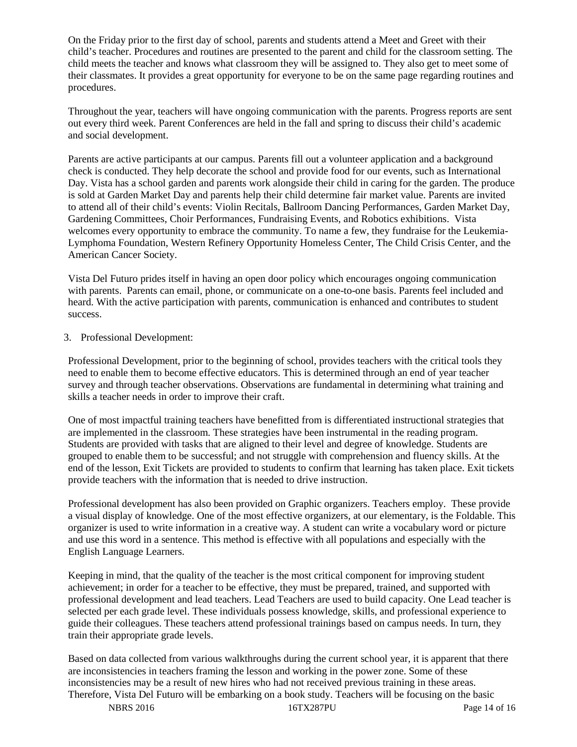On the Friday prior to the first day of school, parents and students attend a Meet and Greet with their child's teacher. Procedures and routines are presented to the parent and child for the classroom setting. The child meets the teacher and knows what classroom they will be assigned to. They also get to meet some of their classmates. It provides a great opportunity for everyone to be on the same page regarding routines and procedures.

Throughout the year, teachers will have ongoing communication with the parents. Progress reports are sent out every third week. Parent Conferences are held in the fall and spring to discuss their child's academic and social development.

Parents are active participants at our campus. Parents fill out a volunteer application and a background check is conducted. They help decorate the school and provide food for our events, such as International Day. Vista has a school garden and parents work alongside their child in caring for the garden. The produce is sold at Garden Market Day and parents help their child determine fair market value. Parents are invited to attend all of their child's events: Violin Recitals, Ballroom Dancing Performances, Garden Market Day, Gardening Committees, Choir Performances, Fundraising Events, and Robotics exhibitions. Vista welcomes every opportunity to embrace the community. To name a few, they fundraise for the Leukemia-Lymphoma Foundation, Western Refinery Opportunity Homeless Center, The Child Crisis Center, and the American Cancer Society.

Vista Del Futuro prides itself in having an open door policy which encourages ongoing communication with parents. Parents can email, phone, or communicate on a one-to-one basis. Parents feel included and heard. With the active participation with parents, communication is enhanced and contributes to student success.

3. Professional Development:

Professional Development, prior to the beginning of school, provides teachers with the critical tools they need to enable them to become effective educators. This is determined through an end of year teacher survey and through teacher observations. Observations are fundamental in determining what training and skills a teacher needs in order to improve their craft.

One of most impactful training teachers have benefitted from is differentiated instructional strategies that are implemented in the classroom. These strategies have been instrumental in the reading program. Students are provided with tasks that are aligned to their level and degree of knowledge. Students are grouped to enable them to be successful; and not struggle with comprehension and fluency skills. At the end of the lesson, Exit Tickets are provided to students to confirm that learning has taken place. Exit tickets provide teachers with the information that is needed to drive instruction.

Professional development has also been provided on Graphic organizers. Teachers employ. These provide a visual display of knowledge. One of the most effective organizers, at our elementary, is the Foldable. This organizer is used to write information in a creative way. A student can write a vocabulary word or picture and use this word in a sentence. This method is effective with all populations and especially with the English Language Learners.

Keeping in mind, that the quality of the teacher is the most critical component for improving student achievement; in order for a teacher to be effective, they must be prepared, trained, and supported with professional development and lead teachers. Lead Teachers are used to build capacity. One Lead teacher is selected per each grade level. These individuals possess knowledge, skills, and professional experience to guide their colleagues. These teachers attend professional trainings based on campus needs. In turn, they train their appropriate grade levels.

Based on data collected from various walkthroughs during the current school year, it is apparent that there are inconsistencies in teachers framing the lesson and working in the power zone. Some of these inconsistencies may be a result of new hires who had not received previous training in these areas. Therefore, Vista Del Futuro will be embarking on a book study. Teachers will be focusing on the basic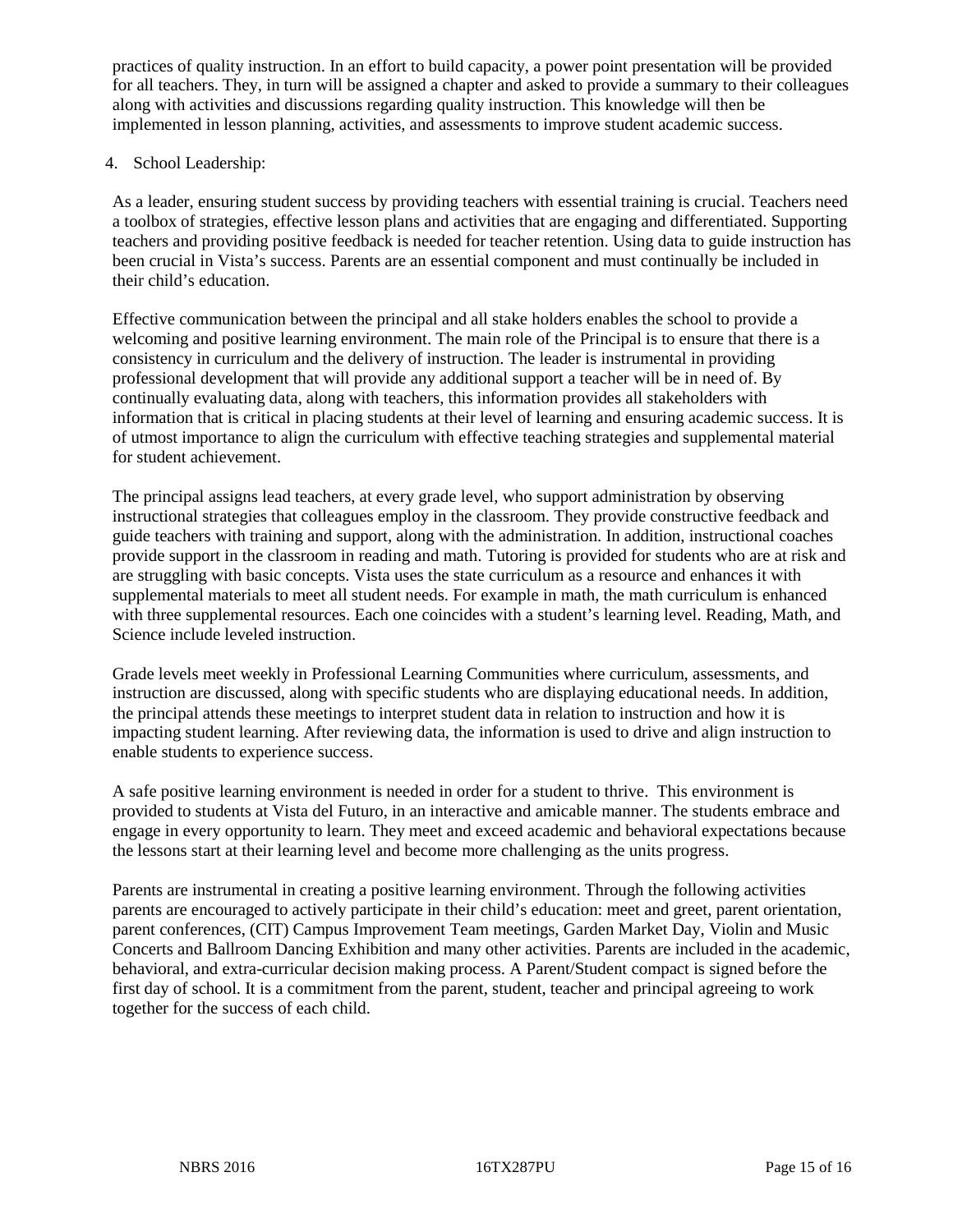practices of quality instruction. In an effort to build capacity, a power point presentation will be provided for all teachers. They, in turn will be assigned a chapter and asked to provide a summary to their colleagues along with activities and discussions regarding quality instruction. This knowledge will then be implemented in lesson planning, activities, and assessments to improve student academic success.

4. School Leadership:

As a leader, ensuring student success by providing teachers with essential training is crucial. Teachers need a toolbox of strategies, effective lesson plans and activities that are engaging and differentiated. Supporting teachers and providing positive feedback is needed for teacher retention. Using data to guide instruction has been crucial in Vista's success. Parents are an essential component and must continually be included in their child's education.

Effective communication between the principal and all stake holders enables the school to provide a welcoming and positive learning environment. The main role of the Principal is to ensure that there is a consistency in curriculum and the delivery of instruction. The leader is instrumental in providing professional development that will provide any additional support a teacher will be in need of. By continually evaluating data, along with teachers, this information provides all stakeholders with information that is critical in placing students at their level of learning and ensuring academic success. It is of utmost importance to align the curriculum with effective teaching strategies and supplemental material for student achievement.

The principal assigns lead teachers, at every grade level, who support administration by observing instructional strategies that colleagues employ in the classroom. They provide constructive feedback and guide teachers with training and support, along with the administration. In addition, instructional coaches provide support in the classroom in reading and math. Tutoring is provided for students who are at risk and are struggling with basic concepts. Vista uses the state curriculum as a resource and enhances it with supplemental materials to meet all student needs. For example in math, the math curriculum is enhanced with three supplemental resources. Each one coincides with a student's learning level. Reading, Math, and Science include leveled instruction.

Grade levels meet weekly in Professional Learning Communities where curriculum, assessments, and instruction are discussed, along with specific students who are displaying educational needs. In addition, the principal attends these meetings to interpret student data in relation to instruction and how it is impacting student learning. After reviewing data, the information is used to drive and align instruction to enable students to experience success.

A safe positive learning environment is needed in order for a student to thrive. This environment is provided to students at Vista del Futuro, in an interactive and amicable manner. The students embrace and engage in every opportunity to learn. They meet and exceed academic and behavioral expectations because the lessons start at their learning level and become more challenging as the units progress.

Parents are instrumental in creating a positive learning environment. Through the following activities parents are encouraged to actively participate in their child's education: meet and greet, parent orientation, parent conferences, (CIT) Campus Improvement Team meetings, Garden Market Day, Violin and Music Concerts and Ballroom Dancing Exhibition and many other activities. Parents are included in the academic, behavioral, and extra-curricular decision making process. A Parent/Student compact is signed before the first day of school. It is a commitment from the parent, student, teacher and principal agreeing to work together for the success of each child.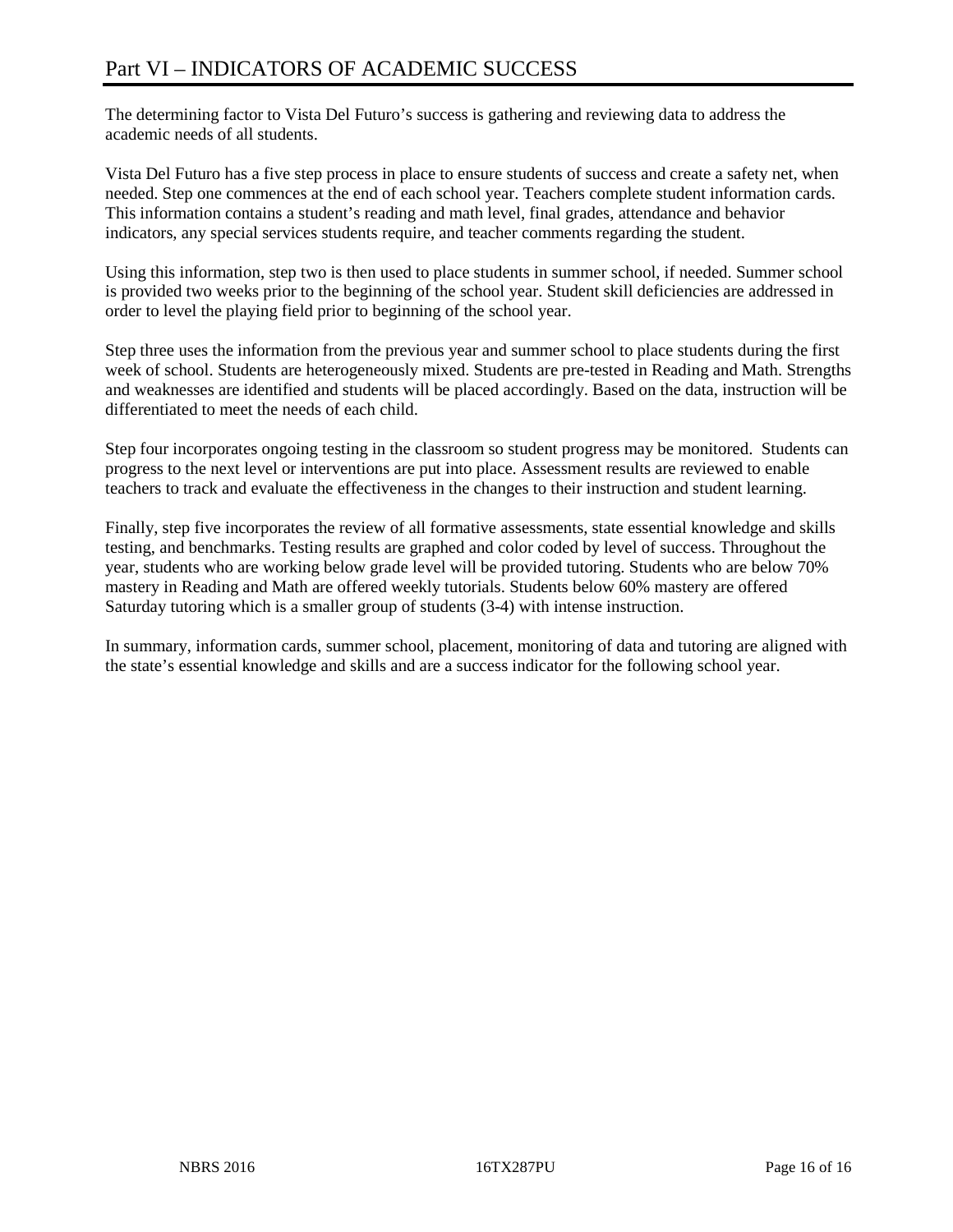# Part VI – INDICATORS OF ACADEMIC SUCCESS

The determining factor to Vista Del Futuro's success is gathering and reviewing data to address the academic needs of all students.

Vista Del Futuro has a five step process in place to ensure students of success and create a safety net, when needed. Step one commences at the end of each school year. Teachers complete student information cards. This information contains a student's reading and math level, final grades, attendance and behavior indicators, any special services students require, and teacher comments regarding the student.

Using this information, step two is then used to place students in summer school, if needed. Summer school is provided two weeks prior to the beginning of the school year. Student skill deficiencies are addressed in order to level the playing field prior to beginning of the school year.

Step three uses the information from the previous year and summer school to place students during the first week of school. Students are heterogeneously mixed. Students are pre-tested in Reading and Math. Strengths and weaknesses are identified and students will be placed accordingly. Based on the data, instruction will be differentiated to meet the needs of each child.

Step four incorporates ongoing testing in the classroom so student progress may be monitored. Students can progress to the next level or interventions are put into place. Assessment results are reviewed to enable teachers to track and evaluate the effectiveness in the changes to their instruction and student learning.

Finally, step five incorporates the review of all formative assessments, state essential knowledge and skills testing, and benchmarks. Testing results are graphed and color coded by level of success. Throughout the year, students who are working below grade level will be provided tutoring. Students who are below 70% mastery in Reading and Math are offered weekly tutorials. Students below 60% mastery are offered Saturday tutoring which is a smaller group of students (3-4) with intense instruction.

In summary, information cards, summer school, placement, monitoring of data and tutoring are aligned with the state's essential knowledge and skills and are a success indicator for the following school year.